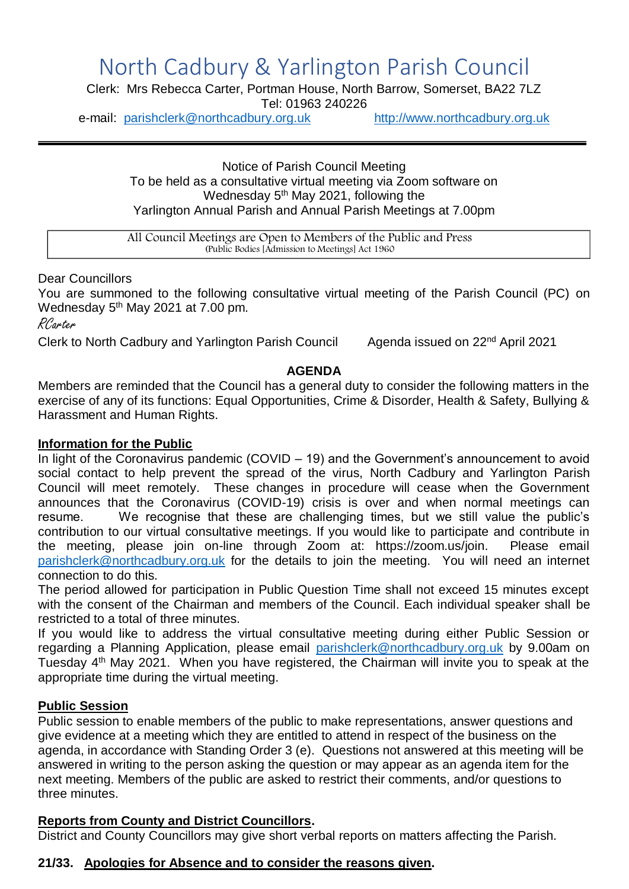# North Cadbury & Yarlington Parish Council

Clerk: Mrs Rebecca Carter, Portman House, North Barrow, Somerset, BA22 7LZ
Tel: 01963 240226
e-mail: parishclerk@northcadbury.org.uk http://www.northcadbury.org.uk

---

Notice of Parish Council Meeting
To be held as a consultative virtual meeting via Zoom software on
Wednesday 5th May 2021, following the
Yarlington Annual Parish and Annual Parish Meetings at 7.00pm

> All Council Meetings are Open to Members of the Public and Press
> (Public Bodies [Admission to Meetings] Act 1960

Dear Councillors

You are summoned to the following consultative virtual meeting of the Parish Council (PC) on Wednesday 5th May 2021 at 7.00 pm.

*RCarter*

Clerk to North Cadbury and Yarlington Parish Council     Agenda issued on 22nd April 2021

## AGENDA

Members are reminded that the Council has a general duty to consider the following matters in the exercise of any of its functions: Equal Opportunities, Crime & Disorder, Health & Safety, Bullying & Harassment and Human Rights.

**Information for the Public**

In light of the Coronavirus pandemic (COVID – 19) and the Government's announcement to avoid social contact to help prevent the spread of the virus, North Cadbury and Yarlington Parish Council will meet remotely. These changes in procedure will cease when the Government announces that the Coronavirus (COVID-19) crisis is over and when normal meetings can resume. We recognise that these are challenging times, but we still value the public's contribution to our virtual consultative meetings. If you would like to participate and contribute in the meeting, please join on-line through Zoom at: https://zoom.us/join. Please email parishclerk@northcadbury.org.uk for the details to join the meeting. You will need an internet connection to do this.

The period allowed for participation in Public Question Time shall not exceed 15 minutes except with the consent of the Chairman and members of the Council. Each individual speaker shall be restricted to a total of three minutes.

If you would like to address the virtual consultative meeting during either Public Session or regarding a Planning Application, please email parishclerk@northcadbury.org.uk by 9.00am on Tuesday 4th May 2021. When you have registered, the Chairman will invite you to speak at the appropriate time during the virtual meeting.

**Public Session**

Public session to enable members of the public to make representations, answer questions and give evidence at a meeting which they are entitled to attend in respect of the business on the agenda, in accordance with Standing Order 3 (e). Questions not answered at this meeting will be answered in writing to the person asking the question or may appear as an agenda item for the next meeting. Members of the public are asked to restrict their comments, and/or questions to three minutes.

**Reports from County and District Councillors.**

District and County Councillors may give short verbal reports on matters affecting the Parish.

**21/33. Apologies for Absence and to consider the reasons given.**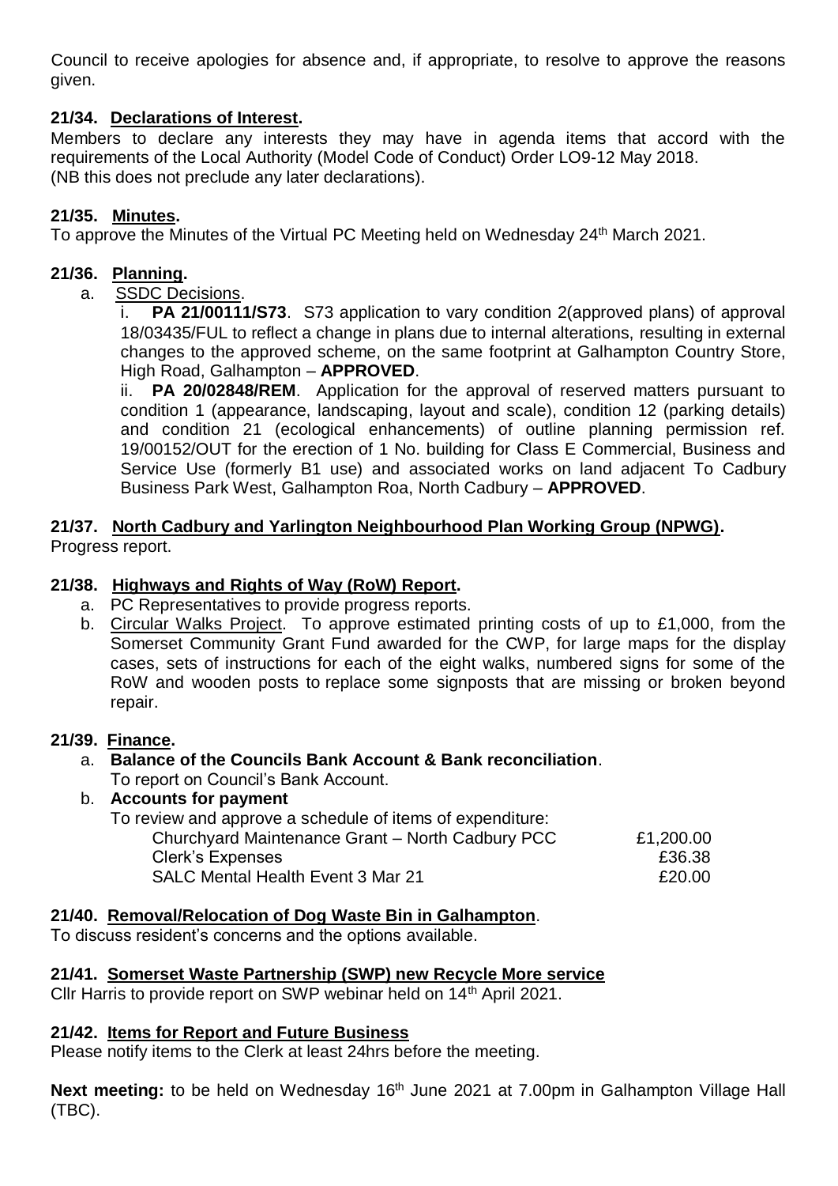Council to receive apologies for absence and, if appropriate, to resolve to approve the reasons given.

**21/34. Declarations of Interest.**

Members to declare any interests they may have in agenda items that accord with the requirements of the Local Authority (Model Code of Conduct) Order LO9-12 May 2018.
(NB this does not preclude any later declarations).

**21/35. Minutes.**

To approve the Minutes of the Virtual PC Meeting held on Wednesday 24th March 2021.

**21/36. Planning.**

a. SSDC Decisions.

i. **PA 21/00111/S73**. S73 application to vary condition 2(approved plans) of approval 18/03435/FUL to reflect a change in plans due to internal alterations, resulting in external changes to the approved scheme, on the same footprint at Galhampton Country Store, High Road, Galhampton – **APPROVED**.

ii. **PA 20/02848/REM**. Application for the approval of reserved matters pursuant to condition 1 (appearance, landscaping, layout and scale), condition 12 (parking details) and condition 21 (ecological enhancements) of outline planning permission ref. 19/00152/OUT for the erection of 1 No. building for Class E Commercial, Business and Service Use (formerly B1 use) and associated works on land adjacent To Cadbury Business Park West, Galhampton Roa, North Cadbury – **APPROVED**.

**21/37. North Cadbury and Yarlington Neighbourhood Plan Working Group (NPWG).**

Progress report.

**21/38. Highways and Rights of Way (RoW) Report.**

a. PC Representatives to provide progress reports.
b. Circular Walks Project. To approve estimated printing costs of up to £1,000, from the Somerset Community Grant Fund awarded for the CWP, for large maps for the display cases, sets of instructions for each of the eight walks, numbered signs for some of the RoW and wooden posts to replace some signposts that are missing or broken beyond repair.

**21/39. Finance.**

a. **Balance of the Councils Bank Account & Bank reconciliation**.
To report on Council's Bank Account.
b. **Accounts for payment**
To review and approve a schedule of items of expenditure:

| | |
|---|---|
| Churchyard Maintenance Grant – North Cadbury PCC | £1,200.00 |
| Clerk's Expenses | £36.38 |
| SALC Mental Health Event 3 Mar 21 | £20.00 |

**21/40. Removal/Relocation of Dog Waste Bin in Galhampton**.

To discuss resident's concerns and the options available.

**21/41. Somerset Waste Partnership (SWP) new Recycle More service**

Cllr Harris to provide report on SWP webinar held on 14th April 2021.

**21/42. Items for Report and Future Business**

Please notify items to the Clerk at least 24hrs before the meeting.

**Next meeting:** to be held on Wednesday 16th June 2021 at 7.00pm in Galhampton Village Hall (TBC).